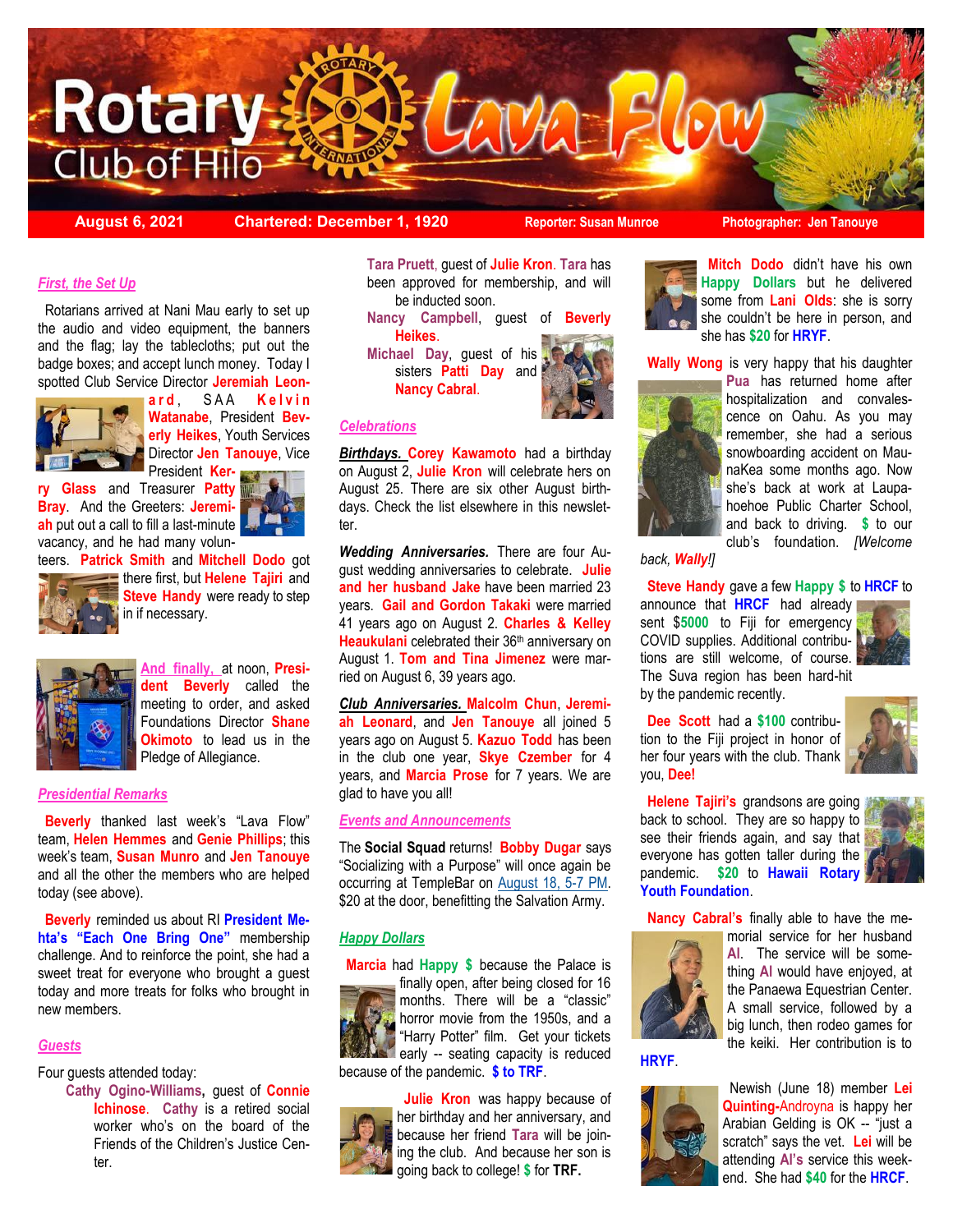# Rotary Club of Hilo — Lava Flow

**August 6, 2021** | **Chartered: December 1, 1920** | **Reporter: Susan Munroe** | **Photographer: Jen Tanouye**

### *First, the Set Up*

Rotarians arrived at Nani Mau early to set up the audio and video equipment, the banners and the flag; lay the tablecloths; put out the badge boxes; and accept lunch money. Today I spotted Club Service Director **Jeremiah Leonard**, SAA **Kelvin Watanabe**, President **Beverly Heikes**, Youth Services Director **Jen Tanouye**, Vice President **Kerry Glass** and Treasurer **Patty Bray**. And the Greeters: **Jeremiah** put out a call to fill a last-minute vacancy, and he had many volunteers. **Patrick Smith** and **Mitchell Dodo** got there first, but **Helene Tajiri** and **Steve Handy** were ready to step in if necessary.

*And finally,* at noon, **President Beverly** called the meeting to order, and asked Foundations Director **Shane Okimoto** to lead us in the Pledge of Allegiance.

### *Presidential Remarks*

**Beverly** thanked last week's "Lava Flow" team, **Helen Hemmes** and **Genie Phillips**; this week's team, **Susan Munro** and **Jen Tanouye** and all the other the members who are helped today (see above).

**Beverly** reminded us about RI **President Mehta's "Each One Bring One"** membership challenge. And to reinforce the point, she had a sweet treat for everyone who brought a guest today and more treats for folks who brought in new members.

### *Guests*

Four guests attended today:

- **Cathy Ogino-Williams,** guest of **Connie Ichinose**. **Cathy** is a retired social worker who's on the board of the Friends of the Children's Justice Center.
- **Tara Pruett**, guest of **Julie Kron**. **Tara** has been approved for membership, and will be inducted soon.
- **Nancy Campbell**, guest of **Beverly Heikes**.
- **Michael Day**, guest of his sisters **Patti Day** and **Nancy Cabral**.

### *Celebrations*

***Birthdays.*** **Corey Kawamoto** had a birthday on August 2, **Julie Kron** will celebrate hers on August 25. There are six other August birthdays. Check the list elsewhere in this newsletter.

***Wedding Anniversaries.*** There are four August wedding anniversaries to celebrate. **Julie and her husband Jake** have been married 23 years. **Gail and Gordon Takaki** were married 41 years ago on August 2. **Charles & Kelley Heaukulani** celebrated their 36th anniversary on August 1. **Tom and Tina Jimenez** were married on August 6, 39 years ago.

***Club Anniversaries.*** **Malcolm Chun**, **Jeremiah Leonard**, and **Jen Tanouye** all joined 5 years ago on August 5. **Kazuo Todd** has been in the club one year, **Skye Czember** for 4 years, and **Marcia Prose** for 7 years. We are glad to have you all!

### *Events and Announcements*

The **Social Squad** returns! **Bobby Dugar** says "Socializing with a Purpose" will once again be occurring at TempleBar on August 18, 5-7 PM. $20 at the door, benefitting the Salvation Army.

### *Happy Dollars*

**Marcia** had **Happy $** because the Palace is finally open, after being closed for 16 months. There will be a "classic" horror movie from the 1950s, and a "Harry Potter" film. Get your tickets early -- seating capacity is reduced because of the pandemic. **$ to TRF**.

**Julie Kron** was happy because of her birthday and her anniversary, and because her friend **Tara** will be joining the club. And because her son is going back to college! **$** for **TRF.**

**Mitch Dodo** didn't have his own **Happy Dollars** but he delivered some from **Lani Olds**: she is sorry she couldn't be here in person, and she has **$20** for **HRYF**.

**Wally Wong** is very happy that his daughter **Pua** has returned home after hospitalization and convalescence on Oahu. As you may remember, she had a serious snowboarding accident on MaunaKea some months ago. Now she's back at work at Laupahoehoe Public Charter School, and back to driving. **$** to our club's foundation. *[Welcome back, **Wally**!]*

**Steve Handy** gave a few **Happy $** to **HRCF** to announce that **HRCF** had already sent **$5000** to Fiji for emergency COVID supplies. Additional contributions are still welcome, of course. The Suva region has been hard-hit by the pandemic recently.

**Dee Scott** had a **$100** contribution to the Fiji project in honor of her four years with the club. Thank you, **Dee!**

**Helene Tajiri's** grandsons are going back to school. They are so happy to see their friends again, and say that everyone has gotten taller during the pandemic. **$20** to **Hawaii Rotary Youth Foundation**.

**Nancy Cabral's** finally able to have the memorial service for her husband **Al**. The service will be something **Al** would have enjoyed, at the Panaewa Equestrian Center. A small service, followed by a big lunch, then rodeo games for the keiki. Her contribution is to **HRYF**.

Newish (June 18) member **Lei Quinting-Androyna** is happy her Arabian Gelding is OK -- "just a scratch" says the vet. **Lei** will be attending **Al's** service this weekend. She had **$40** for the **HRCF**.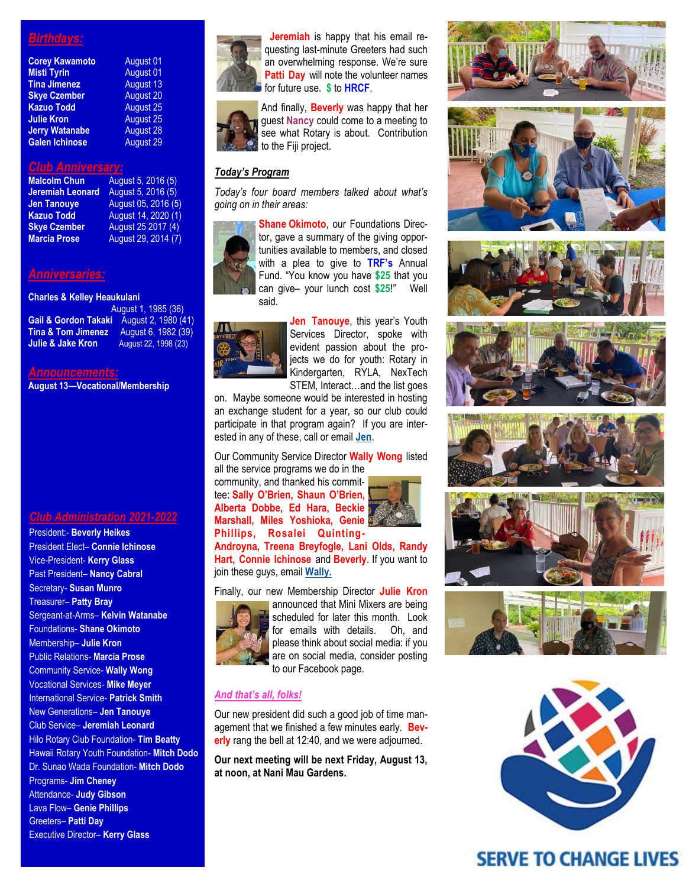## Birthdays:

| | |
|---|---|
| Corey Kawamoto | August 01 |
| Misti Tyrin | August 01 |
| Tina Jimenez | August 13 |
| Skye Czember | August 20 |
| Kazuo Todd | August 25 |
| Julie Kron | August 25 |
| Jerry Watanabe | August 28 |
| Galen Ichinose | August 29 |

## Club Anniversary:

| | |
|---|---|
| Malcolm Chun | August 5, 2016 (5) |
| Jeremiah Leonard | August 5, 2016 (5) |
| Jen Tanouye | August 05, 2016 (5) |
| Kazuo Todd | August 14, 2020 (1) |
| Skye Czember | August 25 2017 (4) |
| Marcia Prose | August 29, 2014 (7) |

## Anniversaries:

| | |
|---|---|
| Charles & Kelley Heaukulani | August 1, 1985 (36) |
| Gail & Gordon Takaki | August 2, 1980 (41) |
| Tina & Tom Jimenez | August 6, 1982 (39) |
| Julie & Jake Kron | August 22, 1998 (23) |

## Announcements:

**August 13—Vocational/Membership**

## Club Administration 2021-2022

President:- **Beverly Heikes**
President Elect– **Connie Ichinose**
Vice-President- **Kerry Glass**
Past President– **Nancy Cabral**
Secretary- **Susan Munro**
Treasurer– **Patty Bray**
Sergeant-at-Arms– **Kelvin Watanabe**
Foundations- **Shane Okimoto**
Membership– **Julie Kron**
Public Relations- **Marcia Prose**
Community Service- **Wally Wong**
Vocational Services- **Mike Meyer**
International Service- **Patrick Smith**
New Generations– **Jen Tanouye**
Club Service– **Jeremiah Leonard**
Hilo Rotary Club Foundation- **Tim Beatty**
Hawaii Rotary Youth Foundation- **Mitch Dodo**
Dr. Sunao Wada Foundation- **Mitch Dodo**
Programs- **Jim Cheney**
Attendance- **Judy Gibson**
Lava Flow– **Genie Phillips**
Greeters– **Patti Day**
Executive Director– **Kerry Glass**

**Jeremiah** is happy that his email requesting last-minute Greeters had such an overwhelming response. We're sure **Patti Day** will note the volunteer names for future use. **$** to **HRCF**.

And finally, **Beverly** was happy that her guest **Nancy** could come to a meeting to see what Rotary is about. Contribution to the Fiji project.

### *Today's Program*

*Today's four board members talked about what's going on in their areas:*

**Shane Okimoto**, our Foundations Director, gave a summary of the giving opportunities available to members, and closed with a plea to give to **TRF's** Annual Fund. "You know you have **$25** that you can give– your lunch cost **$25**!" Well said.

**Jen Tanouye**, this year's Youth Services Director, spoke with evident passion about the projects we do for youth: Rotary in Kindergarten, RYLA, NexTech STEM, Interact…and the list goes on. Maybe someone would be interested in hosting an exchange student for a year, so our club could participate in that program again? If you are interested in any of these, call or email **Jen**.

Our Community Service Director **Wally Wong** listed all the service programs we do in the community, and thanked his committee: **Sally O'Brien, Shaun O'Brien, Alberta Dobbe, Ed Hara, Beckie Marshall, Miles Yoshioka, Genie Phillips, Rosalei Quinting-Androyna, Treena Breyfogle, Lani Olds, Randy Hart, Connie Ichinose** and **Beverly**. If you want to join these guys, email **Wally.**

Finally, our new Membership Director **Julie Kron** announced that Mini Mixers are being scheduled for later this month. Look for emails with details. Oh, and please think about social media: if you are on social media, consider posting to our Facebook page.

### *And that's all, folks!*

Our new president did such a good job of time management that we finished a few minutes early. **Beverly** rang the bell at 12:40, and we were adjourned.

**Our next meeting will be next Friday, August 13, at noon, at Nani Mau Gardens.**

SERVE TO CHANGE LIVES